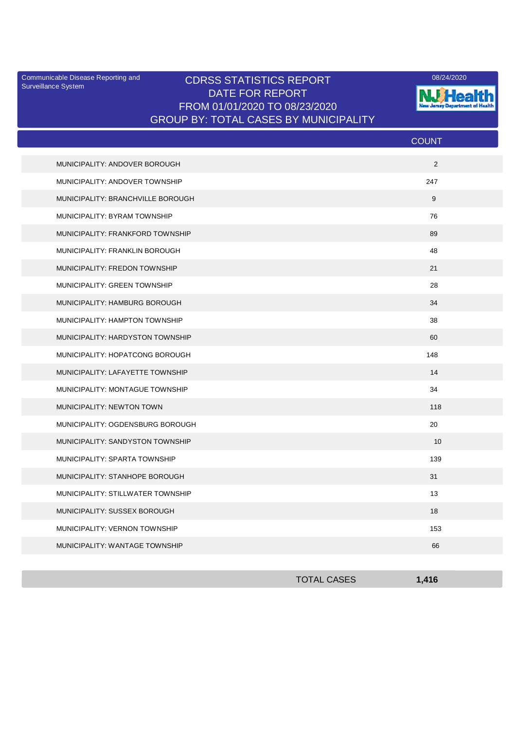Communicable Disease Reporting and Surveillance System

# CDRSS STATISTICS REPORT
## DATE FOR REPORT
## FROM 01/01/2020 TO 08/23/2020
## GROUP BY: TOTAL CASES BY MUNICIPALITY

08/24/2020

NJ Health — New Jersey Department of Health

| | COUNT |
|---|---|
| MUNICIPALITY: ANDOVER BOROUGH | 2 |
| MUNICIPALITY: ANDOVER TOWNSHIP | 247 |
| MUNICIPALITY: BRANCHVILLE BOROUGH | 9 |
| MUNICIPALITY: BYRAM TOWNSHIP | 76 |
| MUNICIPALITY: FRANKFORD TOWNSHIP | 89 |
| MUNICIPALITY: FRANKLIN BOROUGH | 48 |
| MUNICIPALITY: FREDON TOWNSHIP | 21 |
| MUNICIPALITY: GREEN TOWNSHIP | 28 |
| MUNICIPALITY: HAMBURG BOROUGH | 34 |
| MUNICIPALITY: HAMPTON TOWNSHIP | 38 |
| MUNICIPALITY: HARDYSTON TOWNSHIP | 60 |
| MUNICIPALITY: HOPATCONG BOROUGH | 148 |
| MUNICIPALITY: LAFAYETTE TOWNSHIP | 14 |
| MUNICIPALITY: MONTAGUE TOWNSHIP | 34 |
| MUNICIPALITY: NEWTON TOWN | 118 |
| MUNICIPALITY: OGDENSBURG BOROUGH | 20 |
| MUNICIPALITY: SANDYSTON TOWNSHIP | 10 |
| MUNICIPALITY: SPARTA TOWNSHIP | 139 |
| MUNICIPALITY: STANHOPE BOROUGH | 31 |
| MUNICIPALITY: STILLWATER TOWNSHIP | 13 |
| MUNICIPALITY: SUSSEX BOROUGH | 18 |
| MUNICIPALITY: VERNON TOWNSHIP | 153 |
| MUNICIPALITY: WANTAGE TOWNSHIP | 66 |
| TOTAL CASES | **1,416** |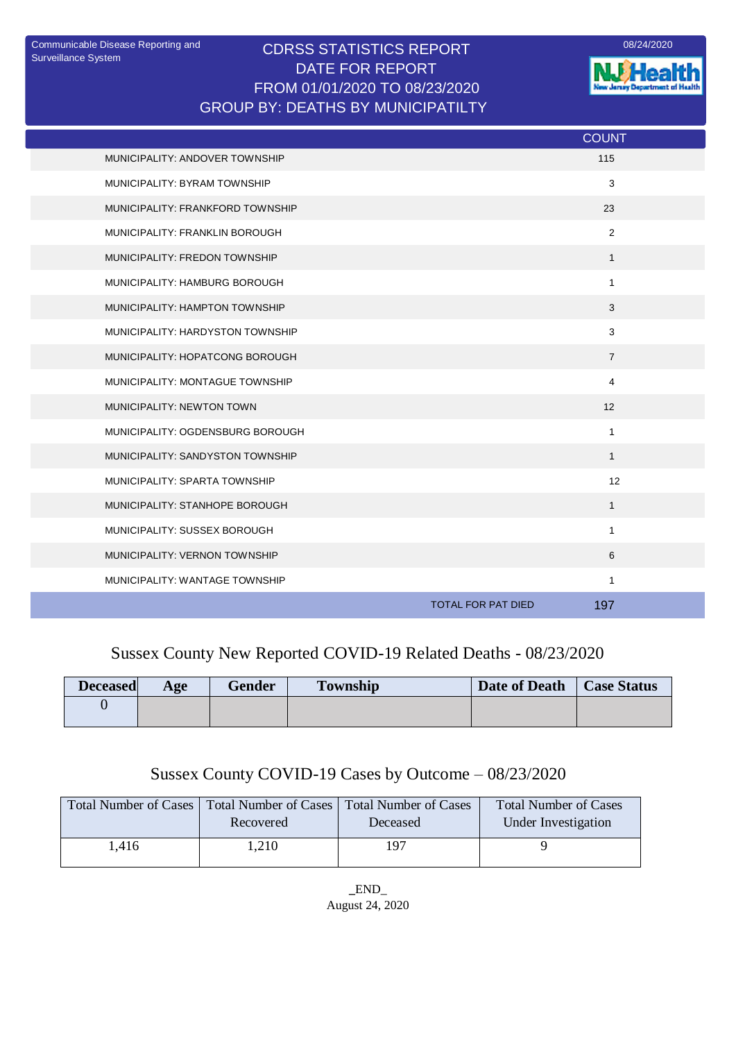Communicable Disease Reporting and Surveillance System

CDRSS STATISTICS REPORT
DATE FOR REPORT
FROM 01/01/2020 TO 08/23/2020
GROUP BY: DEATHS BY MUNICIPATILTY

08/24/2020

| | COUNT |
|---|---|
| MUNICIPALITY: ANDOVER TOWNSHIP | 115 |
| MUNICIPALITY: BYRAM TOWNSHIP | 3 |
| MUNICIPALITY: FRANKFORD TOWNSHIP | 23 |
| MUNICIPALITY: FRANKLIN BOROUGH | 2 |
| MUNICIPALITY: FREDON TOWNSHIP | 1 |
| MUNICIPALITY: HAMBURG BOROUGH | 1 |
| MUNICIPALITY: HAMPTON TOWNSHIP | 3 |
| MUNICIPALITY: HARDYSTON TOWNSHIP | 3 |
| MUNICIPALITY: HOPATCONG BOROUGH | 7 |
| MUNICIPALITY: MONTAGUE TOWNSHIP | 4 |
| MUNICIPALITY: NEWTON TOWN | 12 |
| MUNICIPALITY: OGDENSBURG BOROUGH | 1 |
| MUNICIPALITY: SANDYSTON TOWNSHIP | 1 |
| MUNICIPALITY: SPARTA TOWNSHIP | 12 |
| MUNICIPALITY: STANHOPE BOROUGH | 1 |
| MUNICIPALITY: SUSSEX BOROUGH | 1 |
| MUNICIPALITY: VERNON TOWNSHIP | 6 |
| MUNICIPALITY: WANTAGE TOWNSHIP | 1 |
| TOTAL FOR PAT DIED | 197 |

## Sussex County New Reported COVID-19 Related Deaths - 08/23/2020

| Deceased | Age | Gender | Township | Date of Death | Case Status |
|---|---|---|---|---|---|
| 0 | | | | | |

## Sussex County COVID-19 Cases by Outcome – 08/23/2020

| Total Number of Cases | Total Number of Cases Recovered | Total Number of Cases Deceased | Total Number of Cases Under Investigation |
|---|---|---|---|
| 1,416 | 1,210 | 197 | 9 |

_END_
August 24, 2020